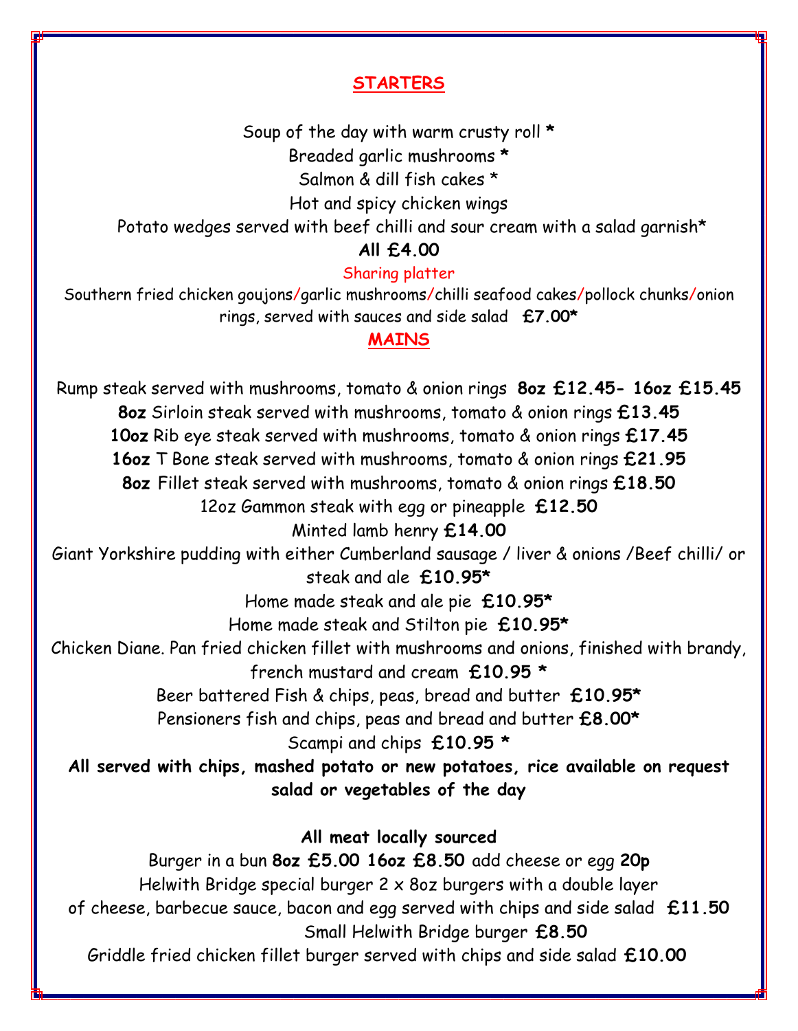## STARTERS

Soup of the day with warm crusty roll *

Breaded garlic mushrooms *

Salmon & dill fish cakes *

Hot and spicy chicken wings

Potato wedges served with beef chilli and sour cream with a salad garnish*

**All £4.00**

Sharing platter

Southern fried chicken goujons/garlic mushrooms/chilli seafood cakes/pollock chunks/onion rings, served with sauces and side salad **£7.00***

## MAINS

Rump steak served with mushrooms, tomato & onion rings **8oz £12.45- 16oz £15.45**

**8oz** Sirloin steak served with mushrooms, tomato & onion rings **£13.45**

**10oz** Rib eye steak served with mushrooms, tomato & onion rings **£17.45**

**16oz** T Bone steak served with mushrooms, tomato & onion rings **£21.95**

**8oz** Fillet steak served with mushrooms, tomato & onion rings **£18.50**

12oz Gammon steak with egg or pineapple **£12.50**

Minted lamb henry **£14.00**

Giant Yorkshire pudding with either Cumberland sausage / liver & onions /Beef chilli/ or steak and ale **£10.95***

Home made steak and ale pie **£10.95***

Home made steak and Stilton pie **£10.95***

Chicken Diane. Pan fried chicken fillet with mushrooms and onions, finished with brandy, french mustard and cream **£10.95 ***

Beer battered Fish & chips, peas, bread and butter **£10.95***

Pensioners fish and chips, peas and bread and butter **£8.00***

Scampi and chips **£10.95 ***

**All served with chips, mashed potato or new potatoes, rice available on request salad or vegetables of the day**

**All meat locally sourced**

Burger in a bun **8oz £5.00 16oz £8.50** add cheese or egg **20p**

Helwith Bridge special burger 2 x 8oz burgers with a double layer of cheese, barbecue sauce, bacon and egg served with chips and side salad **£11.50**

Small Helwith Bridge burger **£8.50**

Griddle fried chicken fillet burger served with chips and side salad **£10.00**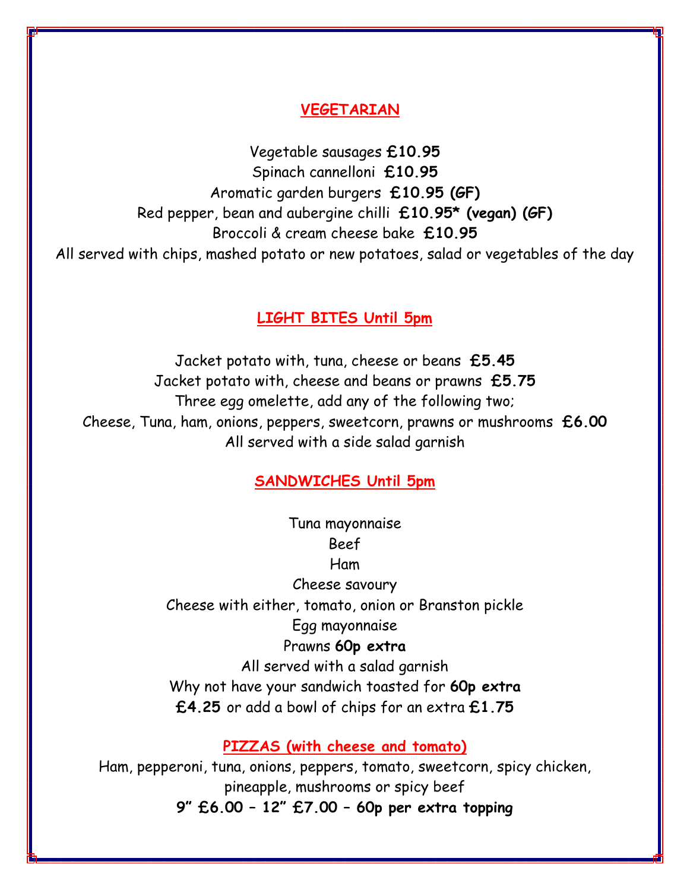## VEGETARIAN

Vegetable sausages **£10.95**

Spinach cannelloni **£10.95**

Aromatic garden burgers **£10.95 (GF)**

Red pepper, bean and aubergine chilli **£10.95* (vegan) (GF)**

Broccoli & cream cheese bake **£10.95**

All served with chips, mashed potato or new potatoes, salad or vegetables of the day

## LIGHT BITES Until 5pm

Jacket potato with, tuna, cheese or beans **£5.45**

Jacket potato with, cheese and beans or prawns **£5.75**

Three egg omelette, add any of the following two;

Cheese, Tuna, ham, onions, peppers, sweetcorn, prawns or mushrooms **£6.00**

All served with a side salad garnish

## SANDWICHES Until 5pm

Tuna mayonnaise

Beef

Ham

Cheese savoury

Cheese with either, tomato, onion or Branston pickle

Egg mayonnaise

Prawns **60p extra**

All served with a salad garnish

Why not have your sandwich toasted for **60p extra**

**£4.25** or add a bowl of chips for an extra **£1.75**

## PIZZAS (with cheese and tomato)

Ham, pepperoni, tuna, onions, peppers, tomato, sweetcorn, spicy chicken, pineapple, mushrooms or spicy beef

**9" £6.00 – 12" £7.00 – 60p per extra topping**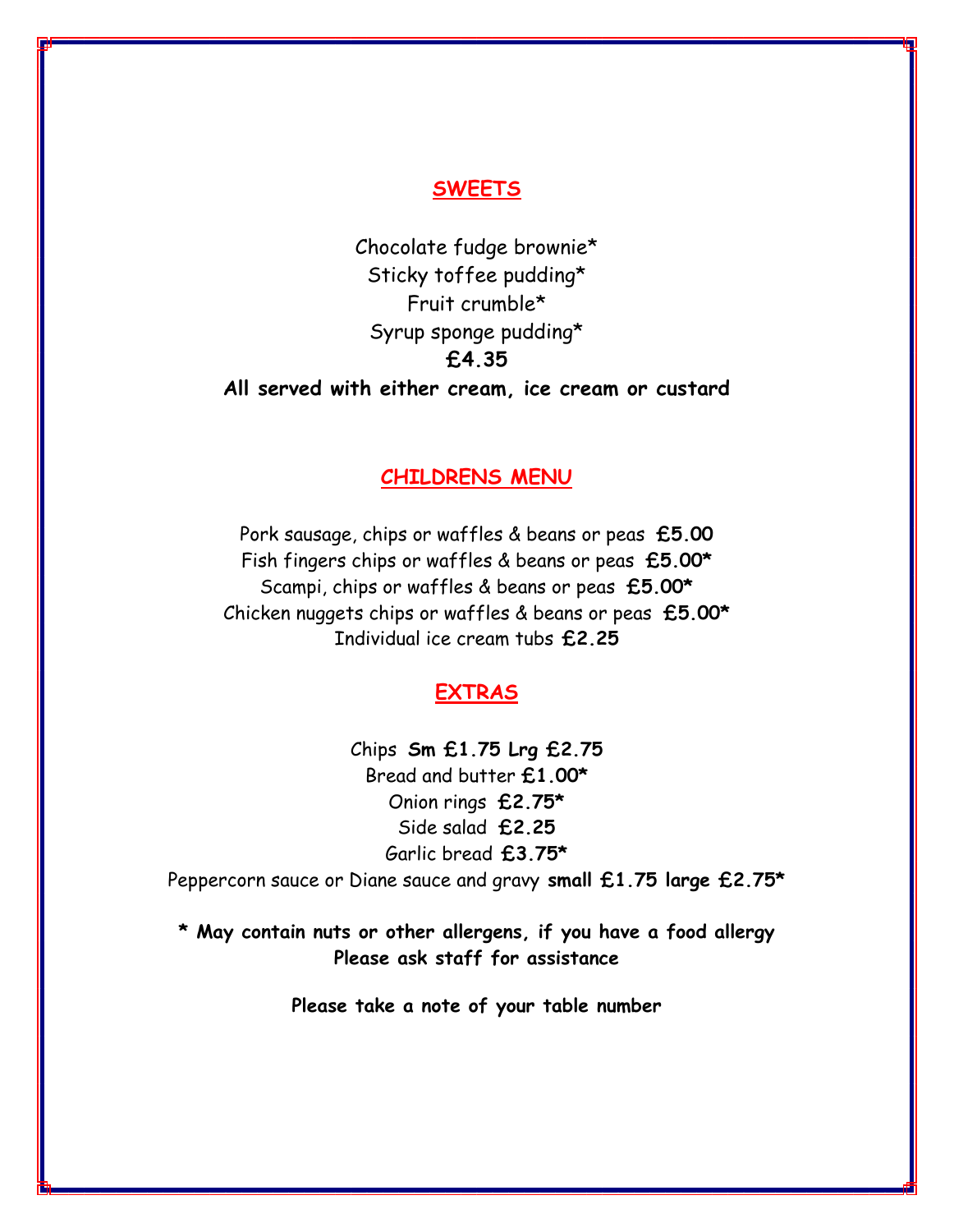## SWEETS

Chocolate fudge brownie*
Sticky toffee pudding*
Fruit crumble*
Syrup sponge pudding*
**£4.35**
**All served with either cream, ice cream or custard**

## CHILDRENS MENU

Pork sausage, chips or waffles & beans or peas **£5.00**
Fish fingers chips or waffles & beans or peas **£5.00***
Scampi, chips or waffles & beans or peas **£5.00***
Chicken nuggets chips or waffles & beans or peas **£5.00***
Individual ice cream tubs **£2.25**

## EXTRAS

Chips **Sm £1.75 Lrg £2.75**
Bread and butter **£1.00***
Onion rings **£2.75***
Side salad **£2.25**
Garlic bread **£3.75***
Peppercorn sauce or Diane sauce and gravy **small £1.75 large £2.75***

**\* May contain nuts or other allergens, if you have a food allergy Please ask staff for assistance**

**Please take a note of your table number**